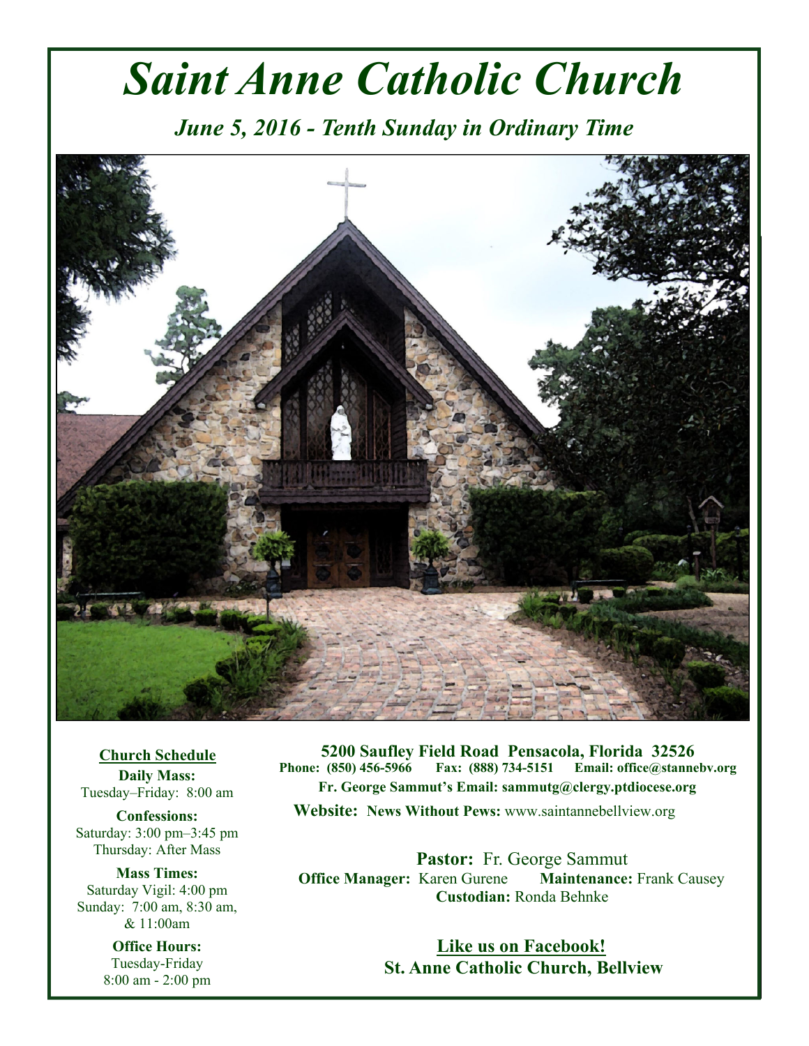# *Saint Anne Catholic Church*

## *June 5, 2016 - Tenth Sunday in Ordinary Time*

**Church Schedule**

**Daily Mass:**
Tuesday–Friday: 8:00 am

**Confessions:**
Saturday: 3:00 pm–3:45 pm
Thursday: After Mass

**Mass Times:**
Saturday Vigil: 4:00 pm
Sunday: 7:00 am, 8:30 am, & 11:00am

**Office Hours:**
Tuesday-Friday
8:00 am - 2:00 pm

**5200 Saufley Field Road Pensacola, Florida 32526**
**Phone: (850) 456-5966 Fax: (888) 734-5151 Email: office@stannebv.org**
**Fr. George Sammut's Email: sammutg@clergy.ptdiocese.org**
**Website: News Without Pews:** www.saintannebellview.org

**Pastor:** Fr. George Sammut
**Office Manager:** Karen Gurene **Maintenance:** Frank Causey
**Custodian:** Ronda Behnke

**Like us on Facebook!**
**St. Anne Catholic Church, Bellview**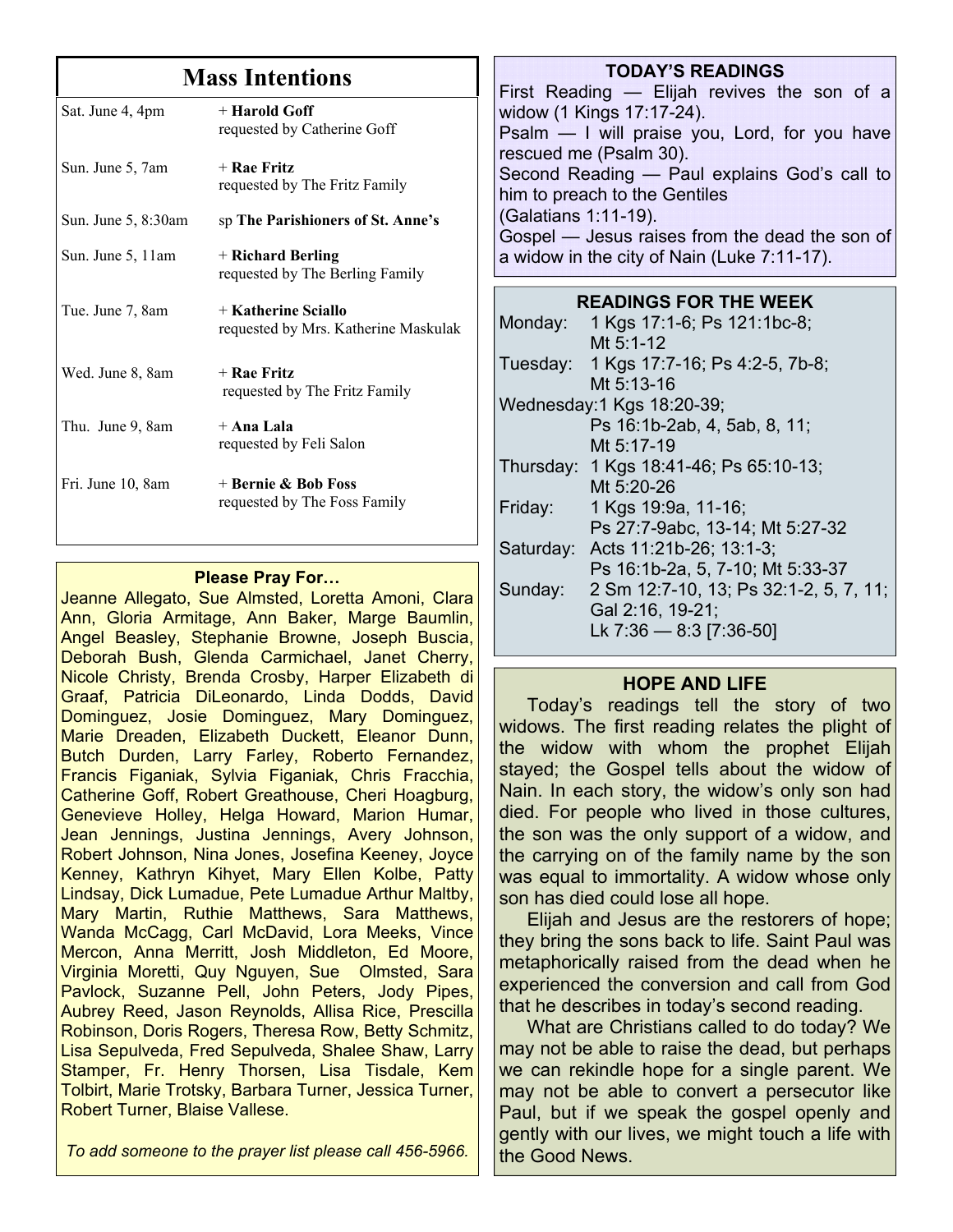## Mass Intentions

| | |
|---|---|
| Sat. June 4, 4pm | + **Harold Goff** requested by Catherine Goff |
| Sun. June 5, 7am | + **Rae Fritz** requested by The Fritz Family |
| Sun. June 5, 8:30am | sp **The Parishioners of St. Anne's** |
| Sun. June 5, 11am | + **Richard Berling** requested by The Berling Family |
| Tue. June 7, 8am | + **Katherine Sciallo** requested by Mrs. Katherine Maskulak |
| Wed. June 8, 8am | + **Rae Fritz** requested by The Fritz Family |
| Thu. June 9, 8am | + **Ana Lala** requested by Feli Salon |
| Fri. June 10, 8am | + **Bernie & Bob Foss** requested by The Foss Family |

### Please Pray For…

Jeanne Allegato, Sue Almsted, Loretta Amoni, Clara Ann, Gloria Armitage, Ann Baker, Marge Baumlin, Angel Beasley, Stephanie Browne, Joseph Buscia, Deborah Bush, Glenda Carmichael, Janet Cherry, Nicole Christy, Brenda Crosby, Harper Elizabeth di Graaf, Patricia DiLeonardo, Linda Dodds, David Dominguez, Josie Dominguez, Mary Dominguez, Marie Dreaden, Elizabeth Duckett, Eleanor Dunn, Butch Durden, Larry Farley, Roberto Fernandez, Francis Figaniak, Sylvia Figaniak, Chris Fracchia, Catherine Goff, Robert Greathouse, Cheri Hoagburg, Genevieve Holley, Helga Howard, Marion Humar, Jean Jennings, Justina Jennings, Avery Johnson, Robert Johnson, Nina Jones, Josefina Keeney, Joyce Kenney, Kathryn Kihyet, Mary Ellen Kolbe, Patty Lindsay, Dick Lumadue, Pete Lumadue Arthur Maltby, Mary Martin, Ruthie Matthews, Sara Matthews, Wanda McCagg, Carl McDavid, Lora Meeks, Vince Mercon, Anna Merritt, Josh Middleton, Ed Moore, Virginia Moretti, Quy Nguyen, Sue Olmsted, Sara Pavlock, Suzanne Pell, John Peters, Jody Pipes, Aubrey Reed, Jason Reynolds, Allisa Rice, Prescilla Robinson, Doris Rogers, Theresa Row, Betty Schmitz, Lisa Sepulveda, Fred Sepulveda, Shalee Shaw, Larry Stamper, Fr. Henry Thorsen, Lisa Tisdale, Kem Tolbirt, Marie Trotsky, Barbara Turner, Jessica Turner, Robert Turner, Blaise Vallese.

*To add someone to the prayer list please call 456-5966.*

### TODAY'S READINGS

First Reading — Elijah revives the son of a widow (1 Kings 17:17-24).
Psalm — I will praise you, Lord, for you have rescued me (Psalm 30).
Second Reading — Paul explains God's call to him to preach to the Gentiles (Galatians 1:11-19).
Gospel — Jesus raises from the dead the son of a widow in the city of Nain (Luke 7:11-17).

### READINGS FOR THE WEEK

| | |
|---|---|
| Monday: | 1 Kgs 17:1-6; Ps 121:1bc-8; Mt 5:1-12 |
| Tuesday: | 1 Kgs 17:7-16; Ps 4:2-5, 7b-8; Mt 5:13-16 |
| Wednesday: | 1 Kgs 18:20-39; Ps 16:1b-2ab, 4, 5ab, 8, 11; Mt 5:17-19 |
| Thursday: | 1 Kgs 18:41-46; Ps 65:10-13; Mt 5:20-26 |
| Friday: | 1 Kgs 19:9a, 11-16; Ps 27:7-9abc, 13-14; Mt 5:27-32 |
| Saturday: | Acts 11:21b-26; 13:1-3; Ps 16:1b-2a, 5, 7-10; Mt 5:33-37 |
| Sunday: | 2 Sm 12:7-10, 13; Ps 32:1-2, 5, 7, 11; Gal 2:16, 19-21; Lk 7:36 — 8:3 [7:36-50] |

### HOPE AND LIFE

Today's readings tell the story of two widows. The first reading relates the plight of the widow with whom the prophet Elijah stayed; the Gospel tells about the widow of Nain. In each story, the widow's only son had died. For people who lived in those cultures, the son was the only support of a widow, and the carrying on of the family name by the son was equal to immortality. A widow whose only son has died could lose all hope.

Elijah and Jesus are the restorers of hope; they bring the sons back to life. Saint Paul was metaphorically raised from the dead when he experienced the conversion and call from God that he describes in today's second reading.

What are Christians called to do today? We may not be able to raise the dead, but perhaps we can rekindle hope for a single parent. We may not be able to convert a persecutor like Paul, but if we speak the gospel openly and gently with our lives, we might touch a life with the Good News.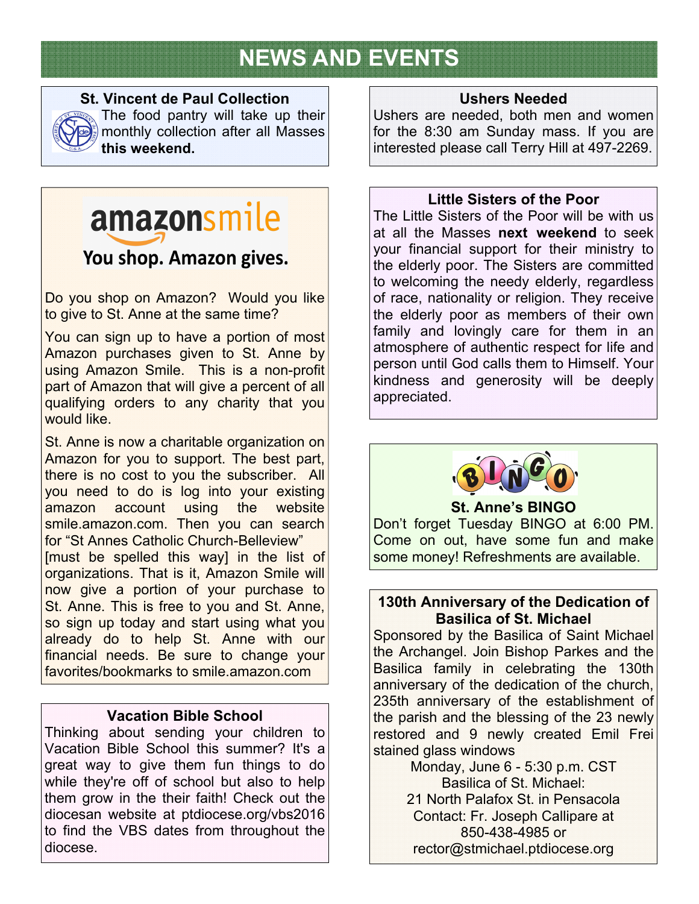# NEWS AND EVENTS

### St. Vincent de Paul Collection

The food pantry will take up their monthly collection after all Masses **this weekend.**

amazonsmile

You shop. Amazon gives.

Do you shop on Amazon? Would you like to give to St. Anne at the same time?

You can sign up to have a portion of most Amazon purchases given to St. Anne by using Amazon Smile. This is a non-profit part of Amazon that will give a percent of all qualifying orders to any charity that you would like.

St. Anne is now a charitable organization on Amazon for you to support. The best part, there is no cost to you the subscriber. All you need to do is log into your existing amazon account using the website smile.amazon.com. Then you can search for “St Annes Catholic Church-Belleview” [must be spelled this way] in the list of organizations. That is it, Amazon Smile will now give a portion of your purchase to St. Anne. This is free to you and St. Anne, so sign up today and start using what you already do to help St. Anne with our financial needs. Be sure to change your favorites/bookmarks to smile.amazon.com

### Vacation Bible School

Thinking about sending your children to Vacation Bible School this summer? It's a great way to give them fun things to do while they're off of school but also to help them grow in the their faith! Check out the diocesan website at ptdiocese.org/vbs2016 to find the VBS dates from throughout the diocese.

### Ushers Needed

Ushers are needed, both men and women for the 8:30 am Sunday mass. If you are interested please call Terry Hill at 497-2269.

### Little Sisters of the Poor

The Little Sisters of the Poor will be with us at all the Masses **next weekend** to seek your financial support for their ministry to the elderly poor. The Sisters are committed to welcoming the needy elderly, regardless of race, nationality or religion. They receive the elderly poor as members of their own family and lovingly care for them in an atmosphere of authentic respect for life and person until God calls them to Himself. Your kindness and generosity will be deeply appreciated.

### St. Anne’s BINGO

Don’t forget Tuesday BINGO at 6:00 PM. Come on out, have some fun and make some money! Refreshments are available.

### 130th Anniversary of the Dedication of Basilica of St. Michael

Sponsored by the Basilica of Saint Michael the Archangel. Join Bishop Parkes and the Basilica family in celebrating the 130th anniversary of the dedication of the church, 235th anniversary of the establishment of the parish and the blessing of the 23 newly restored and 9 newly created Emil Frei stained glass windows

Monday, June 6 - 5:30 p.m. CST
Basilica of St. Michael:
21 North Palafox St. in Pensacola
Contact: Fr. Joseph Callipare at
850-438-4985 or
rector@stmichael.ptdiocese.org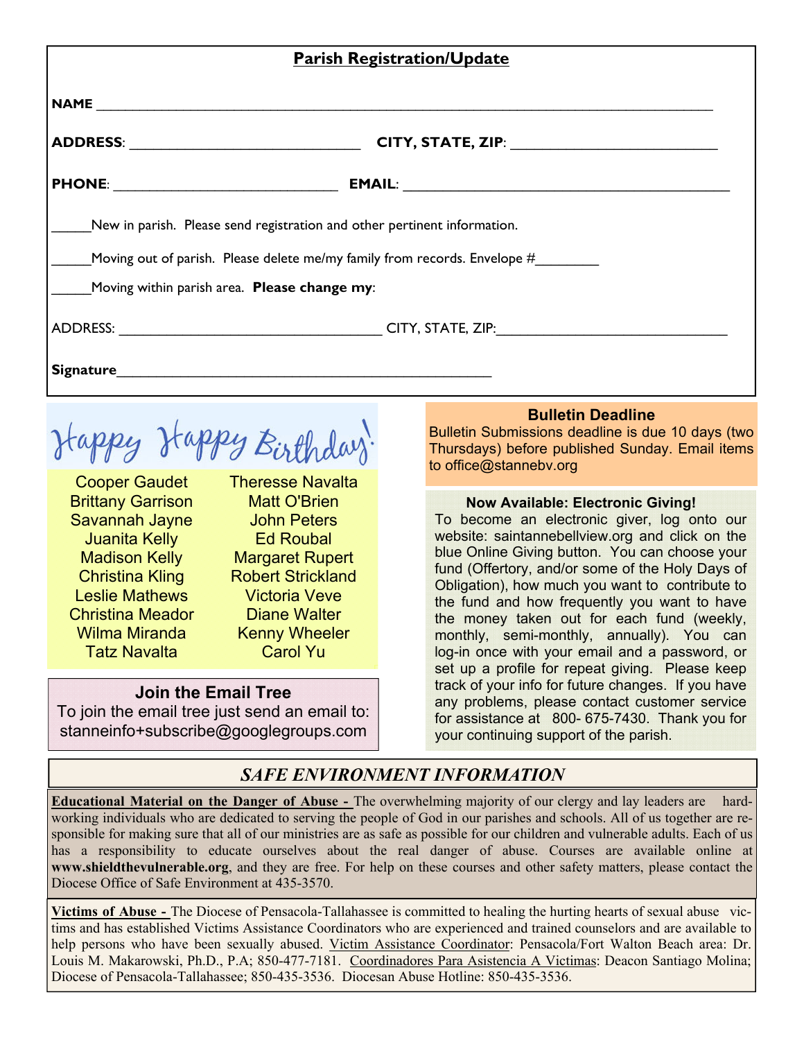## Parish Registration/Update

**NAME** ________________________________________________________________________________

**ADDRESS**: ______________________________ **CITY, STATE, ZIP**: ___________________________

**PHONE**: _____________________________ **EMAIL**: __________________________________________

_____New in parish. Please send registration and other pertinent information.

_____Moving out of parish. Please delete me/my family from records. Envelope #________

_____Moving within parish area. **Please change my**:

ADDRESS: __________________________________ CITY, STATE, ZIP:_____________________________

**Signature**_________________________________________________

## Happy Happy Birthday!

| | |
|---|---|
| Cooper Gaudet | Theresse Navalta |
| Brittany Garrison | Matt O'Brien |
| Savannah Jayne | John Peters |
| Juanita Kelly | Ed Roubal |
| Madison Kelly | Margaret Rupert |
| Christina Kling | Robert Strickland |
| Leslie Mathews | Victoria Veve |
| Christina Meador | Diane Walter |
| Wilma Miranda | Kenny Wheeler |
| Tatz Navalta | Carol Yu |

### Join the Email Tree

To join the email tree just send an email to: stanneinfo+subscribe@googlegroups.com

### Bulletin Deadline

Bulletin Submissions deadline is due 10 days (two Thursdays) before published Sunday. Email items to office@stannebv.org

### Now Available: Electronic Giving!

To become an electronic giver, log onto our website: saintannebellview.org and click on the blue Online Giving button. You can choose your fund (Offertory, and/or some of the Holy Days of Obligation), how much you want to contribute to the fund and how frequently you want to have the money taken out for each fund (weekly, monthly, semi-monthly, annually). You can log-in once with your email and a password, or set up a profile for repeat giving. Please keep track of your info for future changes. If you have any problems, please contact customer service for assistance at 800- 675-7430. Thank you for your continuing support of the parish.

## *SAFE ENVIRONMENT INFORMATION*

**Educational Material on the Danger of Abuse -** The overwhelming majority of our clergy and lay leaders are hard-working individuals who are dedicated to serving the people of God in our parishes and schools. All of us together are responsible for making sure that all of our ministries are as safe as possible for our children and vulnerable adults. Each of us has a responsibility to educate ourselves about the real danger of abuse. Courses are available online at **www.shieldthevulnerable.org**, and they are free. For help on these courses and other safety matters, please contact the Diocese Office of Safe Environment at 435-3570.

**Victims of Abuse -** The Diocese of Pensacola-Tallahassee is committed to healing the hurting hearts of sexual abuse victims and has established Victims Assistance Coordinators who are experienced and trained counselors and are available to help persons who have been sexually abused. Victim Assistance Coordinator: Pensacola/Fort Walton Beach area: Dr. Louis M. Makarowski, Ph.D., P.A; 850-477-7181. Coordinadores Para Asistencia A Victimas: Deacon Santiago Molina; Diocese of Pensacola-Tallahassee; 850-435-3536. Diocesan Abuse Hotline: 850-435-3536.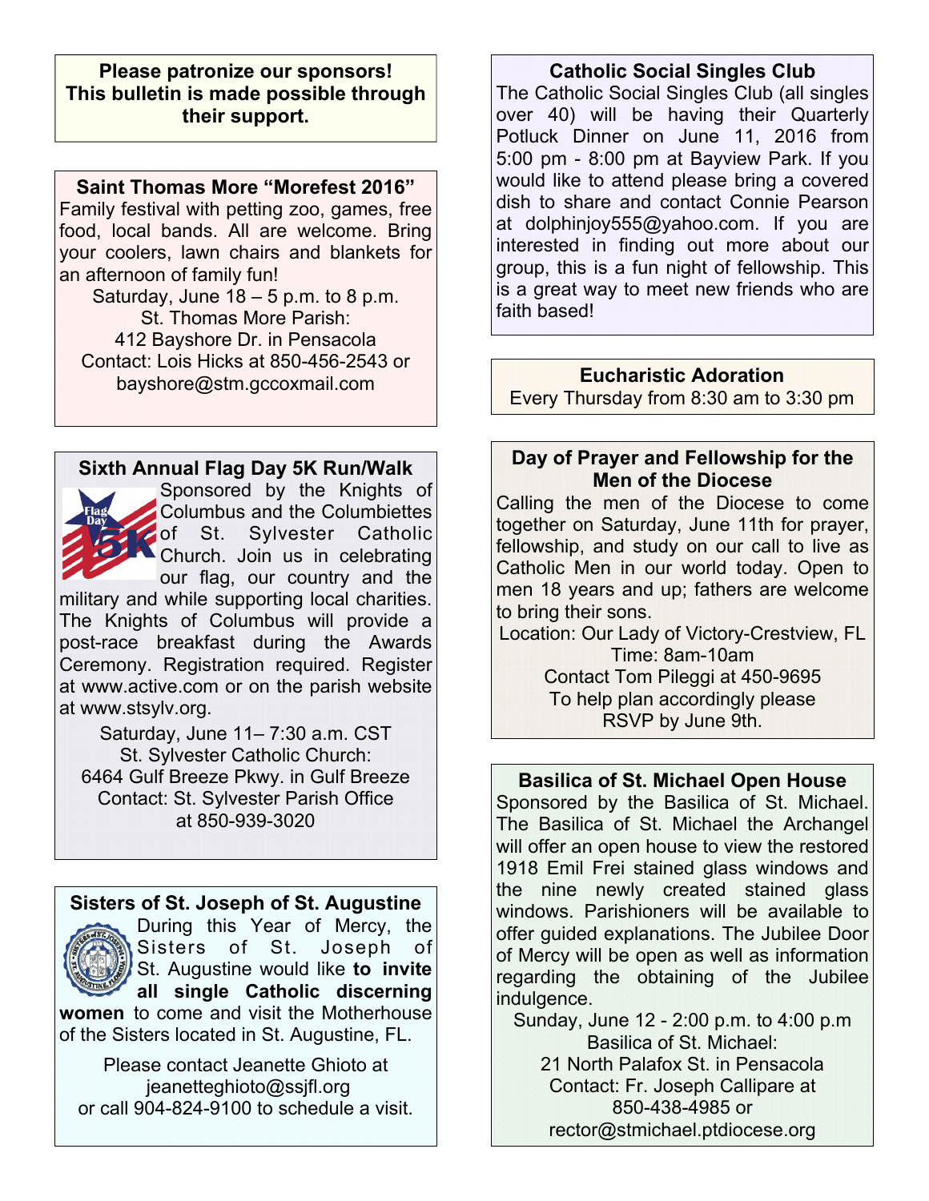**Please patronize our sponsors! This bulletin is made possible through their support.**

### Saint Thomas More "Morefest 2016"

Family festival with petting zoo, games, free food, local bands. All are welcome. Bring your coolers, lawn chairs and blankets for an afternoon of family fun!

Saturday, June 18 – 5 p.m. to 8 p.m.
St. Thomas More Parish:
412 Bayshore Dr. in Pensacola
Contact: Lois Hicks at 850-456-2543 or
bayshore@stm.gccoxmail.com

### Sixth Annual Flag Day 5K Run/Walk

Sponsored by the Knights of Columbus and the Columbiettes of St. Sylvester Catholic Church. Join us in celebrating our flag, our country and the military and while supporting local charities. The Knights of Columbus will provide a post-race breakfast during the Awards Ceremony. Registration required. Register at www.active.com or on the parish website at www.stsylv.org.

Saturday, June 11– 7:30 a.m. CST
St. Sylvester Catholic Church:
6464 Gulf Breeze Pkwy. in Gulf Breeze
Contact: St. Sylvester Parish Office
at 850-939-3020

### Sisters of St. Joseph of St. Augustine

During this Year of Mercy, the Sisters of St. Joseph of St. Augustine would like **to invite all single Catholic discerning women** to come and visit the Motherhouse of the Sisters located in St. Augustine, FL.

Please contact Jeanette Ghioto at
jeanetteghioto@ssjfl.org
or call 904-824-9100 to schedule a visit.

### Catholic Social Singles Club

The Catholic Social Singles Club (all singles over 40) will be having their Quarterly Potluck Dinner on June 11, 2016 from 5:00 pm - 8:00 pm at Bayview Park. If you would like to attend please bring a covered dish to share and contact Connie Pearson at dolphinjoy555@yahoo.com. If you are interested in finding out more about our group, this is a fun night of fellowship. This is a great way to meet new friends who are faith based!

### Eucharistic Adoration

Every Thursday from 8:30 am to 3:30 pm

### Day of Prayer and Fellowship for the Men of the Diocese

Calling the men of the Diocese to come together on Saturday, June 11th for prayer, fellowship, and study on our call to live as Catholic Men in our world today. Open to men 18 years and up; fathers are welcome to bring their sons.

Location: Our Lady of Victory-Crestview, FL
Time: 8am-10am
Contact Tom Pileggi at 450-9695
To help plan accordingly please
RSVP by June 9th.

### Basilica of St. Michael Open House

Sponsored by the Basilica of St. Michael. The Basilica of St. Michael the Archangel will offer an open house to view the restored 1918 Emil Frei stained glass windows and the nine newly created stained glass windows. Parishioners will be available to offer guided explanations. The Jubilee Door of Mercy will be open as well as information regarding the obtaining of the Jubilee indulgence.

Sunday, June 12 - 2:00 p.m. to 4:00 p.m
Basilica of St. Michael:
21 North Palafox St. in Pensacola
Contact: Fr. Joseph Callipare at
850-438-4985 or
rector@stmichael.ptdiocese.org